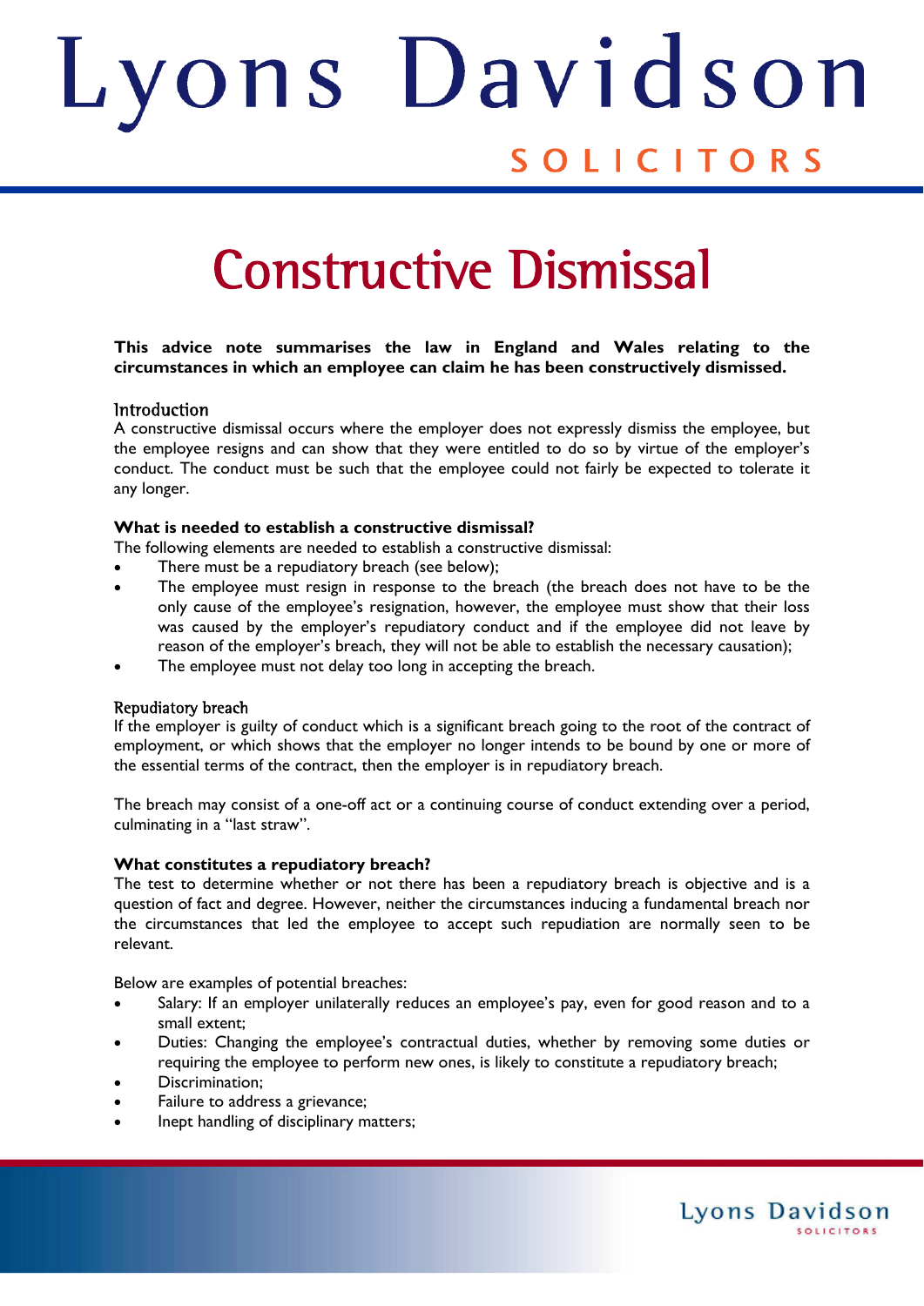# Lyons Davidson

SOLICITORS

# Constructive Dismissal

**This advice note summarises the law in England and Wales relating to the circumstances in which an employee can claim he has been constructively dismissed.**

## Introduction

A constructive dismissal occurs where the employer does not expressly dismiss the employee, but the employee resigns and can show that they were entitled to do so by virtue of the employer's conduct. The conduct must be such that the employee could not fairly be expected to tolerate it any longer.

**What is needed to establish a constructive dismissal?**

The following elements are needed to establish a constructive dismissal:

- There must be a repudiatory breach (see below);
- The employee must resign in response to the breach (the breach does not have to be the only cause of the employee's resignation, however, the employee must show that their loss was caused by the employer's repudiatory conduct and if the employee did not leave by reason of the employer's breach, they will not be able to establish the necessary causation);
- The employee must not delay too long in accepting the breach.

## Repudiatory breach

If the employer is guilty of conduct which is a significant breach going to the root of the contract of employment, or which shows that the employer no longer intends to be bound by one or more of the essential terms of the contract, then the employer is in repudiatory breach.

The breach may consist of a one-off act or a continuing course of conduct extending over a period, culminating in a "last straw".

**What constitutes a repudiatory breach?**

The test to determine whether or not there has been a repudiatory breach is objective and is a question of fact and degree. However, neither the circumstances inducing a fundamental breach nor the circumstances that led the employee to accept such repudiation are normally seen to be relevant.

Below are examples of potential breaches:

- Salary: If an employer unilaterally reduces an employee's pay, even for good reason and to a small extent;
- Duties: Changing the employee's contractual duties, whether by removing some duties or requiring the employee to perform new ones, is likely to constitute a repudiatory breach;
- Discrimination;
- Failure to address a grievance;
- Inept handling of disciplinary matters;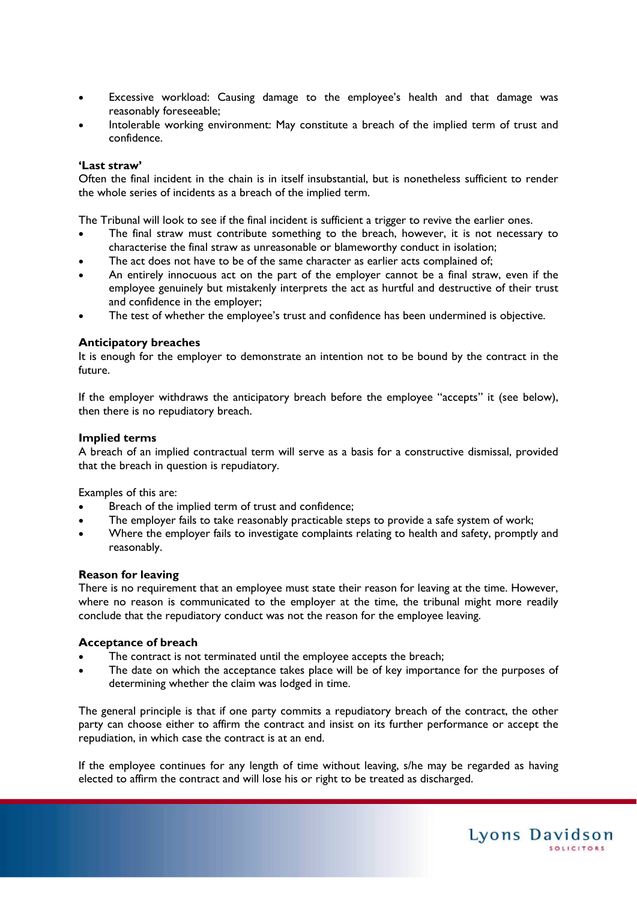- Excessive workload: Causing damage to the employee's health and that damage was reasonably foreseeable;
- Intolerable working environment: May constitute a breach of the implied term of trust and confidence.

**'Last straw'**

Often the final incident in the chain is in itself insubstantial, but is nonetheless sufficient to render the whole series of incidents as a breach of the implied term.

The Tribunal will look to see if the final incident is sufficient a trigger to revive the earlier ones.

- The final straw must contribute something to the breach, however, it is not necessary to characterise the final straw as unreasonable or blameworthy conduct in isolation;
- The act does not have to be of the same character as earlier acts complained of;
- An entirely innocuous act on the part of the employer cannot be a final straw, even if the employee genuinely but mistakenly interprets the act as hurtful and destructive of their trust and confidence in the employer;
- The test of whether the employee's trust and confidence has been undermined is objective.

**Anticipatory breaches**

It is enough for the employer to demonstrate an intention not to be bound by the contract in the future.

If the employer withdraws the anticipatory breach before the employee "accepts" it (see below), then there is no repudiatory breach.

**Implied terms**

A breach of an implied contractual term will serve as a basis for a constructive dismissal, provided that the breach in question is repudiatory.

Examples of this are:

- Breach of the implied term of trust and confidence;
- The employer fails to take reasonably practicable steps to provide a safe system of work;
- Where the employer fails to investigate complaints relating to health and safety, promptly and reasonably.

**Reason for leaving**

There is no requirement that an employee must state their reason for leaving at the time. However, where no reason is communicated to the employer at the time, the tribunal might more readily conclude that the repudiatory conduct was not the reason for the employee leaving.

**Acceptance of breach**

- The contract is not terminated until the employee accepts the breach;
- The date on which the acceptance takes place will be of key importance for the purposes of determining whether the claim was lodged in time.

The general principle is that if one party commits a repudiatory breach of the contract, the other party can choose either to affirm the contract and insist on its further performance or accept the repudiation, in which case the contract is at an end.

If the employee continues for any length of time without leaving, s/he may be regarded as having elected to affirm the contract and will lose his or right to be treated as discharged.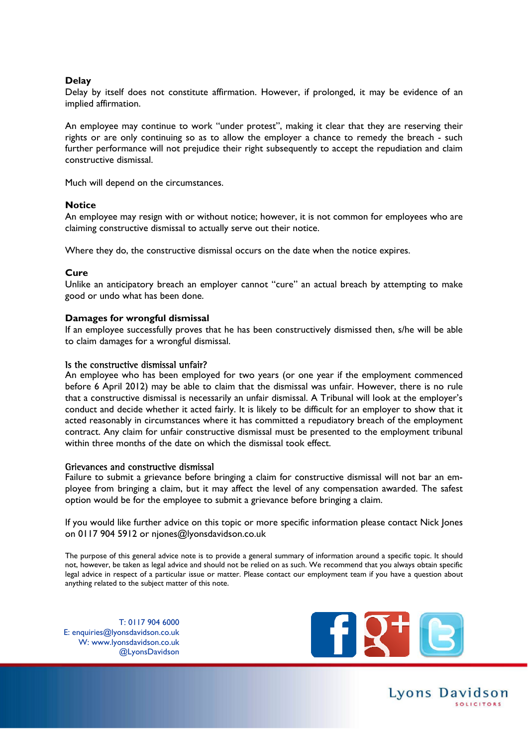### Delay

Delay by itself does not constitute affirmation. However, if prolonged, it may be evidence of an implied affirmation.

An employee may continue to work "under protest", making it clear that they are reserving their rights or are only continuing so as to allow the employer a chance to remedy the breach - such further performance will not prejudice their right subsequently to accept the repudiation and claim constructive dismissal.

Much will depend on the circumstances.

### Notice

An employee may resign with or without notice; however, it is not common for employees who are claiming constructive dismissal to actually serve out their notice.

Where they do, the constructive dismissal occurs on the date when the notice expires.

### Cure

Unlike an anticipatory breach an employer cannot "cure" an actual breach by attempting to make good or undo what has been done.

### Damages for wrongful dismissal

If an employee successfully proves that he has been constructively dismissed then, s/he will be able to claim damages for a wrongful dismissal.

### Is the constructive dismissal unfair?

An employee who has been employed for two years (or one year if the employment commenced before 6 April 2012) may be able to claim that the dismissal was unfair. However, there is no rule that a constructive dismissal is necessarily an unfair dismissal. A Tribunal will look at the employer's conduct and decide whether it acted fairly. It is likely to be difficult for an employer to show that it acted reasonably in circumstances where it has committed a repudiatory breach of the employment contract. Any claim for unfair constructive dismissal must be presented to the employment tribunal within three months of the date on which the dismissal took effect.

### Grievances and constructive dismissal

Failure to submit a grievance before bringing a claim for constructive dismissal will not bar an employee from bringing a claim, but it may affect the level of any compensation awarded. The safest option would be for the employee to submit a grievance before bringing a claim.

If you would like further advice on this topic or more specific information please contact Nick Jones on 0117 904 5912 or njones@lyonsdavidson.co.uk

The purpose of this general advice note is to provide a general summary of information around a specific topic. It should not, however, be taken as legal advice and should not be relied on as such. We recommend that you always obtain specific legal advice in respect of a particular issue or matter. Please contact our employment team if you have a question about anything related to the subject matter of this note.

T: 0117 904 6000
E: enquiries@lyonsdavidson.co.uk
W: www.lyonsdavidson.co.uk
@LyonsDavidson

Lyons Davidson
SOLICITORS